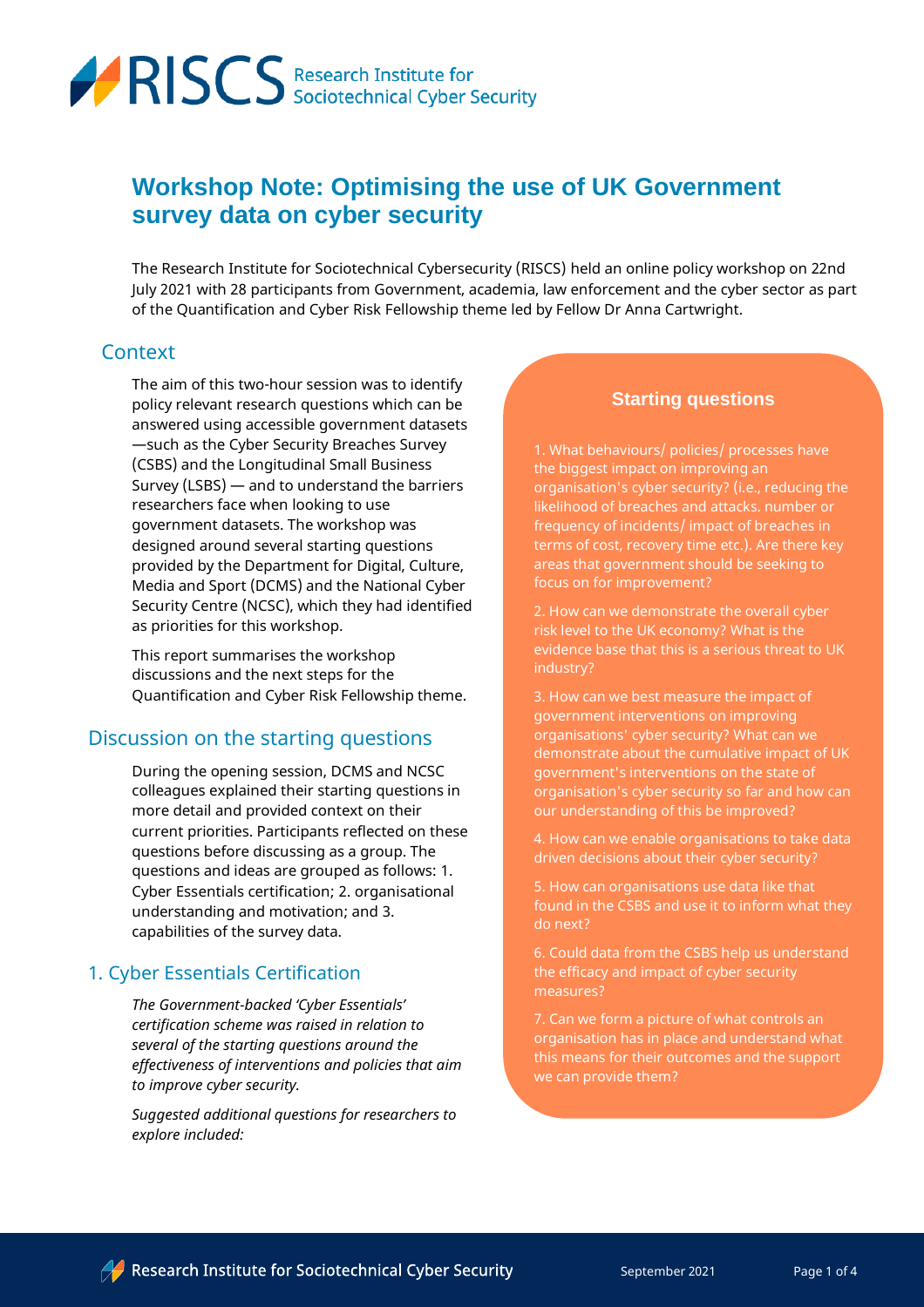# Workshop Note: Optimising the use of UK Government survey data on cyber security

The Research Institute for Sociotechnical Cybersecurity (RISCS) held an online policy workshop on 22nd July 2021 with 28 participants from Government, academia, law enforcement and the cyber sector as part of the Quantification and Cyber Risk Fellowship theme led by Fellow Dr Anna Cartwright.

## Context

The aim of this two-hour session was to identify policy relevant research questions which can be answered using accessible government datasets —such as the Cyber Security Breaches Survey (CSBS) and the Longitudinal Small Business Survey (LSBS) — and to understand the barriers researchers face when looking to use government datasets. The workshop was designed around several starting questions provided by the Department for Digital, Culture, Media and Sport (DCMS) and the National Cyber Security Centre (NCSC), which they had identified as priorities for this workshop.

This report summarises the workshop discussions and the next steps for the Quantification and Cyber Risk Fellowship theme.

### Starting questions

1. What behaviours/ policies/ processes have the biggest impact on improving an organisation's cyber security? (i.e., reducing the likelihood of breaches and attacks. number or frequency of incidents/ impact of breaches in terms of cost, recovery time etc.). Are there key areas that government should be seeking to focus on for improvement?

2. How can we demonstrate the overall cyber risk level to the UK economy? What is the evidence base that this is a serious threat to UK industry?

3. How can we best measure the impact of government interventions on improving organisations' cyber security? What can we demonstrate about the cumulative impact of UK government's interventions on the state of organisation's cyber security so far and how can our understanding of this be improved?

4. How can we enable organisations to take data driven decisions about their cyber security?

5. How can organisations use data like that found in the CSBS and use it to inform what they do next?

6. Could data from the CSBS help us understand the efficacy and impact of cyber security measures?

7. Can we form a picture of what controls an organisation has in place and understand what this means for their outcomes and the support we can provide them?

## Discussion on the starting questions

During the opening session, DCMS and NCSC colleagues explained their starting questions in more detail and provided context on their current priorities. Participants reflected on these questions before discussing as a group. The questions and ideas are grouped as follows: 1. Cyber Essentials certification; 2. organisational understanding and motivation; and 3. capabilities of the survey data.

## 1. Cyber Essentials Certification

*The Government-backed 'Cyber Essentials' certification scheme was raised in relation to several of the starting questions around the effectiveness of interventions and policies that aim to improve cyber security.*

*Suggested additional questions for researchers to explore included:*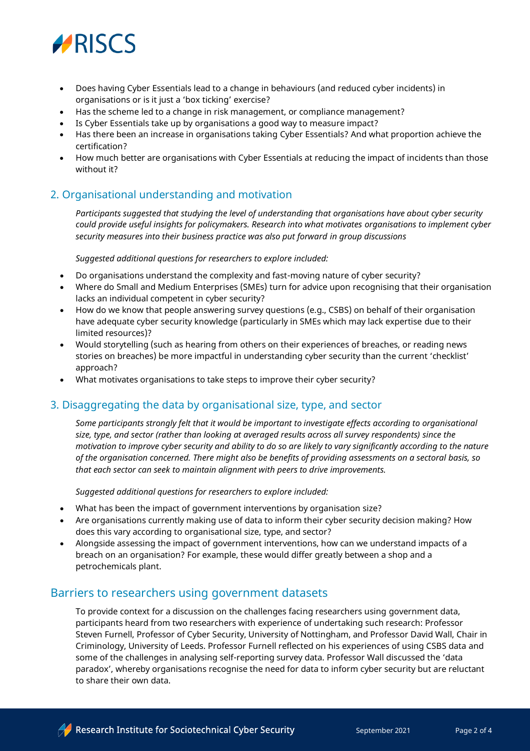- Does having Cyber Essentials lead to a change in behaviours (and reduced cyber incidents) in organisations or is it just a 'box ticking' exercise?
- Has the scheme led to a change in risk management, or compliance management?
- Is Cyber Essentials take up by organisations a good way to measure impact?
- Has there been an increase in organisations taking Cyber Essentials? And what proportion achieve the certification?
- How much better are organisations with Cyber Essentials at reducing the impact of incidents than those without it?

## 2. Organisational understanding and motivation

*Participants suggested that studying the level of understanding that organisations have about cyber security could provide useful insights for policymakers. Research into what motivates organisations to implement cyber security measures into their business practice was also put forward in group discussions*

*Suggested additional questions for researchers to explore included:*

- Do organisations understand the complexity and fast-moving nature of cyber security?
- Where do Small and Medium Enterprises (SMEs) turn for advice upon recognising that their organisation lacks an individual competent in cyber security?
- How do we know that people answering survey questions (e.g., CSBS) on behalf of their organisation have adequate cyber security knowledge (particularly in SMEs which may lack expertise due to their limited resources)?
- Would storytelling (such as hearing from others on their experiences of breaches, or reading news stories on breaches) be more impactful in understanding cyber security than the current 'checklist' approach?
- What motivates organisations to take steps to improve their cyber security?

## 3. Disaggregating the data by organisational size, type, and sector

*Some participants strongly felt that it would be important to investigate effects according to organisational size, type, and sector (rather than looking at averaged results across all survey respondents) since the motivation to improve cyber security and ability to do so are likely to vary significantly according to the nature of the organisation concerned. There might also be benefits of providing assessments on a sectoral basis, so that each sector can seek to maintain alignment with peers to drive improvements.*

*Suggested additional questions for researchers to explore included:*

- What has been the impact of government interventions by organisation size?
- Are organisations currently making use of data to inform their cyber security decision making? How does this vary according to organisational size, type, and sector?
- Alongside assessing the impact of government interventions, how can we understand impacts of a breach on an organisation? For example, these would differ greatly between a shop and a petrochemicals plant.

## Barriers to researchers using government datasets

To provide context for a discussion on the challenges facing researchers using government data, participants heard from two researchers with experience of undertaking such research: Professor Steven Furnell, Professor of Cyber Security, University of Nottingham, and Professor David Wall, Chair in Criminology, University of Leeds. Professor Furnell reflected on his experiences of using CSBS data and some of the challenges in analysing self-reporting survey data. Professor Wall discussed the 'data paradox', whereby organisations recognise the need for data to inform cyber security but are reluctant to share their own data.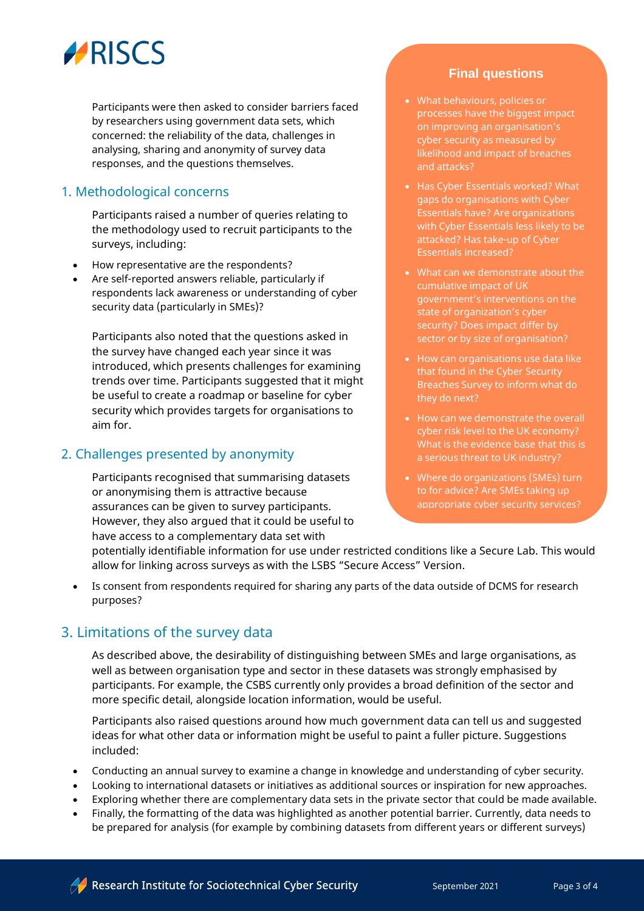Participants were then asked to consider barriers faced by researchers using government data sets, which concerned: the reliability of the data, challenges in analysing, sharing and anonymity of survey data responses, and the questions themselves.

## 1. Methodological concerns

Participants raised a number of queries relating to the methodology used to recruit participants to the surveys, including:

- How representative are the respondents?
- Are self-reported answers reliable, particularly if respondents lack awareness or understanding of cyber security data (particularly in SMEs)?

Participants also noted that the questions asked in the survey have changed each year since it was introduced, which presents challenges for examining trends over time. Participants suggested that it might be useful to create a roadmap or baseline for cyber security which provides targets for organisations to aim for.

## 2. Challenges presented by anonymity

Participants recognised that summarising datasets or anonymising them is attractive because assurances can be given to survey participants. However, they also argued that it could be useful to have access to a complementary data set with potentially identifiable information for use under restricted conditions like a Secure Lab. This would allow for linking across surveys as with the LSBS "Secure Access" Version.

- Is consent from respondents required for sharing any parts of the data outside of DCMS for research purposes?

## 3. Limitations of the survey data

As described above, the desirability of distinguishing between SMEs and large organisations, as well as between organisation type and sector in these datasets was strongly emphasised by participants. For example, the CSBS currently only provides a broad definition of the sector and more specific detail, alongside location information, would be useful.

Participants also raised questions around how much government data can tell us and suggested ideas for what other data or information might be useful to paint a fuller picture. Suggestions included:

- Conducting an annual survey to examine a change in knowledge and understanding of cyber security.
- Looking to international datasets or initiatives as additional sources or inspiration for new approaches.
- Exploring whether there are complementary data sets in the private sector that could be made available.
- Finally, the formatting of the data was highlighted as another potential barrier. Currently, data needs to be prepared for analysis (for example by combining datasets from different years or different surveys)

### Final questions

- What behaviours, policies or processes have the biggest impact on improving an organisation's cyber security as measured by likelihood and impact of breaches and attacks?
- Has Cyber Essentials worked? What gaps do organisations with Cyber Essentials have? Are organizations with Cyber Essentials less likely to be attacked? Has take-up of Cyber Essentials increased?
- What can we demonstrate about the cumulative impact of UK government's interventions on the state of organization's cyber security? Does impact differ by sector or by size of organisation?
- How can organisations use data like that found in the Cyber Security Breaches Survey to inform what do they do next?
- How can we demonstrate the overall cyber risk level to the UK economy? What is the evidence base that this is a serious threat to UK industry?
- Where do organizations (SMEs) turn to for advice? Are SMEs taking up appropriate cyber security services?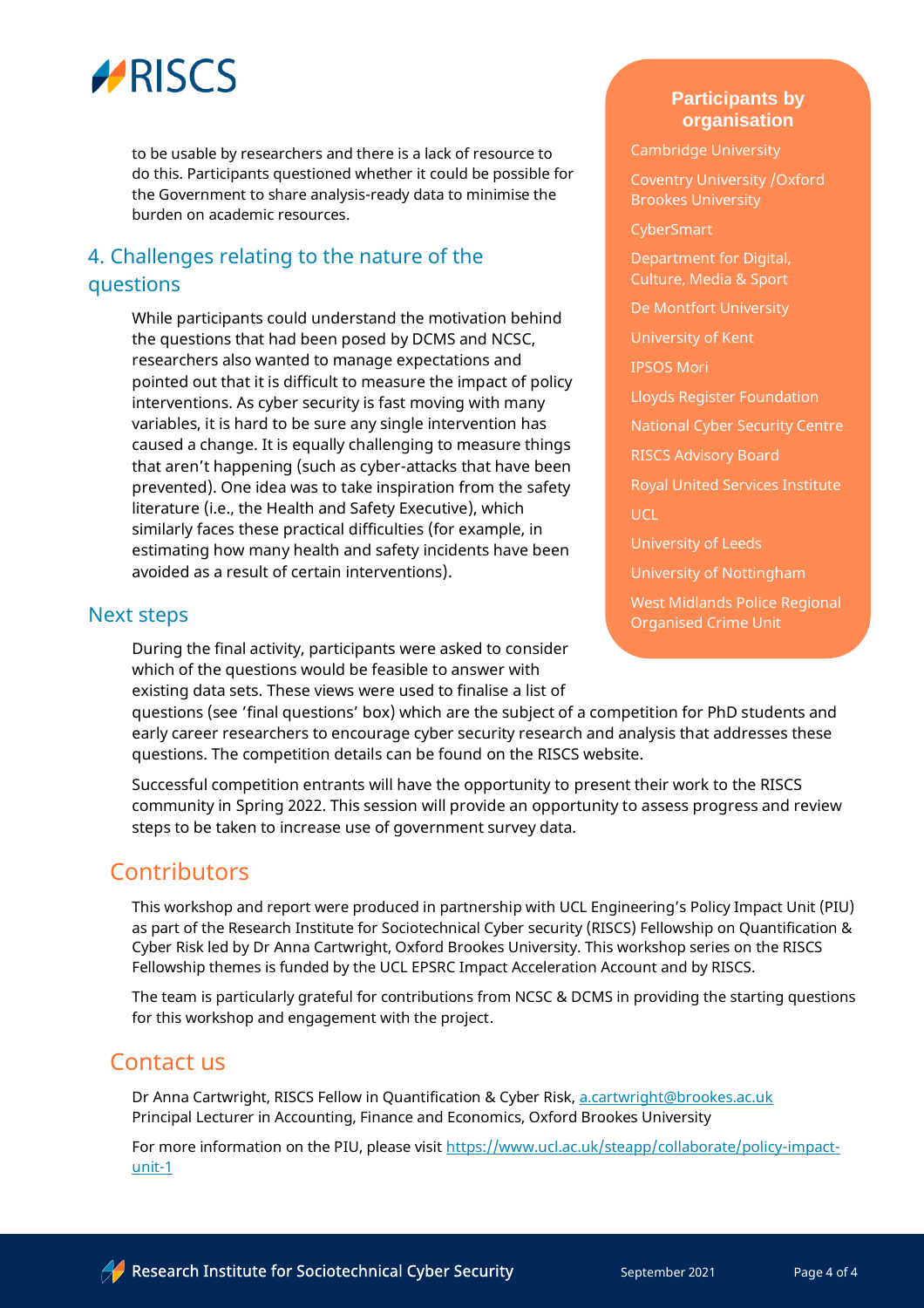to be usable by researchers and there is a lack of resource to do this. Participants questioned whether it could be possible for the Government to share analysis-ready data to minimise the burden on academic resources.

## 4. Challenges relating to the nature of the questions

While participants could understand the motivation behind the questions that had been posed by DCMS and NCSC, researchers also wanted to manage expectations and pointed out that it is difficult to measure the impact of policy interventions. As cyber security is fast moving with many variables, it is hard to be sure any single intervention has caused a change. It is equally challenging to measure things that aren't happening (such as cyber-attacks that have been prevented). One idea was to take inspiration from the safety literature (i.e., the Health and Safety Executive), which similarly faces these practical difficulties (for example, in estimating how many health and safety incidents have been avoided as a result of certain interventions).

## Next steps

During the final activity, participants were asked to consider which of the questions would be feasible to answer with existing data sets. These views were used to finalise a list of questions (see 'final questions' box) which are the subject of a competition for PhD students and early career researchers to encourage cyber security research and analysis that addresses these questions. The competition details can be found on the RISCS website.

Successful competition entrants will have the opportunity to present their work to the RISCS community in Spring 2022. This session will provide an opportunity to assess progress and review steps to be taken to increase use of government survey data.

### Participants by organisation

- Cambridge University
- Coventry University /Oxford Brookes University
- CyberSmart
- Department for Digital, Culture, Media & Sport
- De Montfort University
- University of Kent
- IPSOS Mori
- Lloyds Register Foundation
- National Cyber Security Centre
- RISCS Advisory Board
- Royal United Services Institute
- UCL
- University of Leeds
- University of Nottingham
- West Midlands Police Regional Organised Crime Unit

## Contributors

This workshop and report were produced in partnership with UCL Engineering's Policy Impact Unit (PIU) as part of the Research Institute for Sociotechnical Cyber security (RISCS) Fellowship on Quantification & Cyber Risk led by Dr Anna Cartwright, Oxford Brookes University. This workshop series on the RISCS Fellowship themes is funded by the UCL EPSRC Impact Acceleration Account and by RISCS.

The team is particularly grateful for contributions from NCSC & DCMS in providing the starting questions for this workshop and engagement with the project.

## Contact us

Dr Anna Cartwright, RISCS Fellow in Quantification & Cyber Risk, a.cartwright@brookes.ac.uk
Principal Lecturer in Accounting, Finance and Economics, Oxford Brookes University

For more information on the PIU, please visit https://www.ucl.ac.uk/steapp/collaborate/policy-impact-unit-1